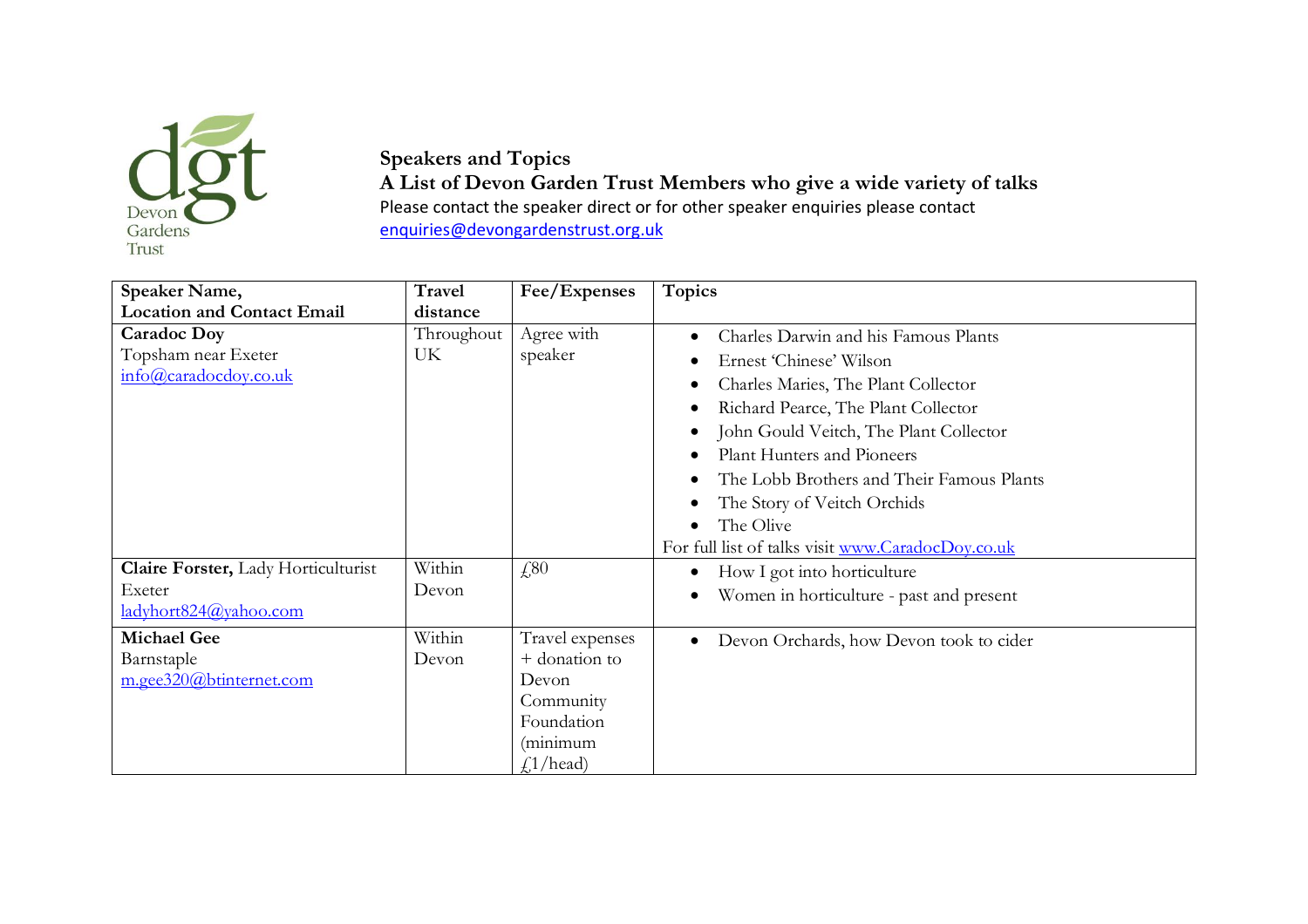# Speakers and Topics

## A List of Devon Garden Trust Members who give a wide variety of talks

Please contact the speaker direct or for other speaker enquiries please contact enquiries@devongardenstrust.org.uk

| Speaker Name, Location and Contact Email | Travel distance | Fee/Expenses | Topics |
|---|---|---|---|
| **Caradoc Doy**<br>Topsham near Exeter<br>info@caradocdoy.co.uk | Throughout UK | Agree with speaker | • Charles Darwin and his Famous Plants<br>• Ernest 'Chinese' Wilson<br>• Charles Maries, The Plant Collector<br>• Richard Pearce, The Plant Collector<br>• John Gould Veitch, The Plant Collector<br>• Plant Hunters and Pioneers<br>• The Lobb Brothers and Their Famous Plants<br>• The Story of Veitch Orchids<br>• The Olive<br>For full list of talks visit www.CaradocDoy.co.uk |
| **Claire Forster,** Lady Horticulturist<br>Exeter<br>ladyhort824@yahoo.com | Within Devon | £80 | • How I got into horticulture<br>• Women in horticulture - past and present |
| **Michael Gee**<br>Barnstaple<br>m.gee320@btinternet.com | Within Devon | Travel expenses + donation to Devon Community Foundation (minimum £1/head) | • Devon Orchards, how Devon took to cider |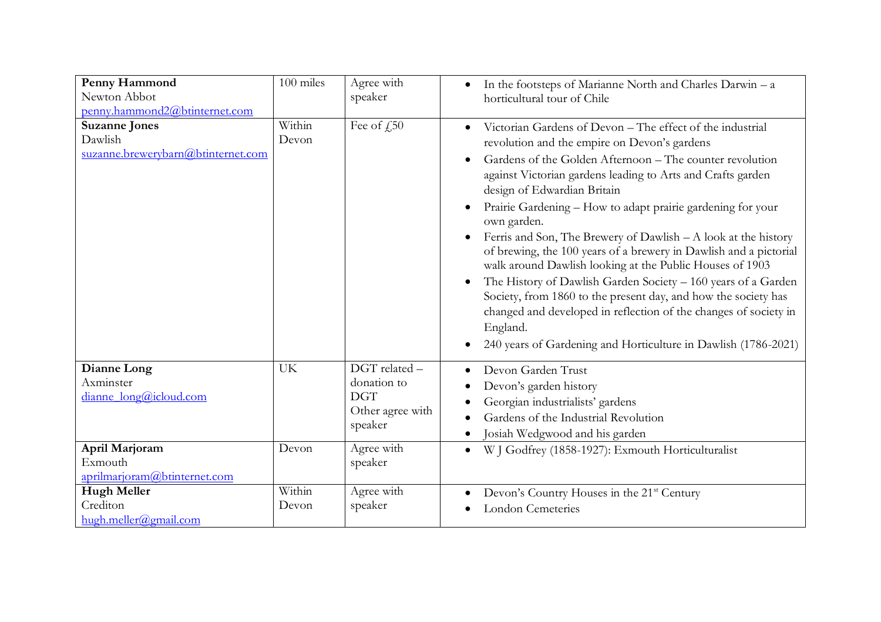| | | | |
|---|---|---|---|
| **Penny Hammond**<br>Newton Abbot<br>penny.hammond2@btinternet.com | 100 miles | Agree with speaker | • In the footsteps of Marianne North and Charles Darwin – a horticultural tour of Chile |
| **Suzanne Jones**<br>Dawlish<br>suzanne.brewerybarn@btinternet.com | Within Devon | Fee of £50 | • Victorian Gardens of Devon – The effect of the industrial revolution and the empire on Devon's gardens<br>• Gardens of the Golden Afternoon – The counter revolution against Victorian gardens leading to Arts and Crafts garden design of Edwardian Britain<br>• Prairie Gardening – How to adapt prairie gardening for your own garden.<br>• Ferris and Son, The Brewery of Dawlish – A look at the history of brewing, the 100 years of a brewery in Dawlish and a pictorial walk around Dawlish looking at the Public Houses of 1903<br>• The History of Dawlish Garden Society – 160 years of a Garden Society, from 1860 to the present day, and how the society has changed and developed in reflection of the changes of society in England.<br>• 240 years of Gardening and Horticulture in Dawlish (1786-2021) |
| **Dianne Long**<br>Axminster<br>dianne_long@icloud.com | UK | DGT related – donation to DGT<br>Other agree with speaker | • Devon Garden Trust<br>• Devon's garden history<br>• Georgian industrialists' gardens<br>• Gardens of the Industrial Revolution<br>• Josiah Wedgwood and his garden |
| **April Marjoram**<br>Exmouth<br>aprilmarjoram@btinternet.com | Devon | Agree with speaker | • W J Godfrey (1858-1927): Exmouth Horticulturalist |
| **Hugh Meller**<br>Crediton<br>hugh.meller@gmail.com | Within Devon | Agree with speaker | • Devon's Country Houses in the 21st Century<br>• London Cemeteries |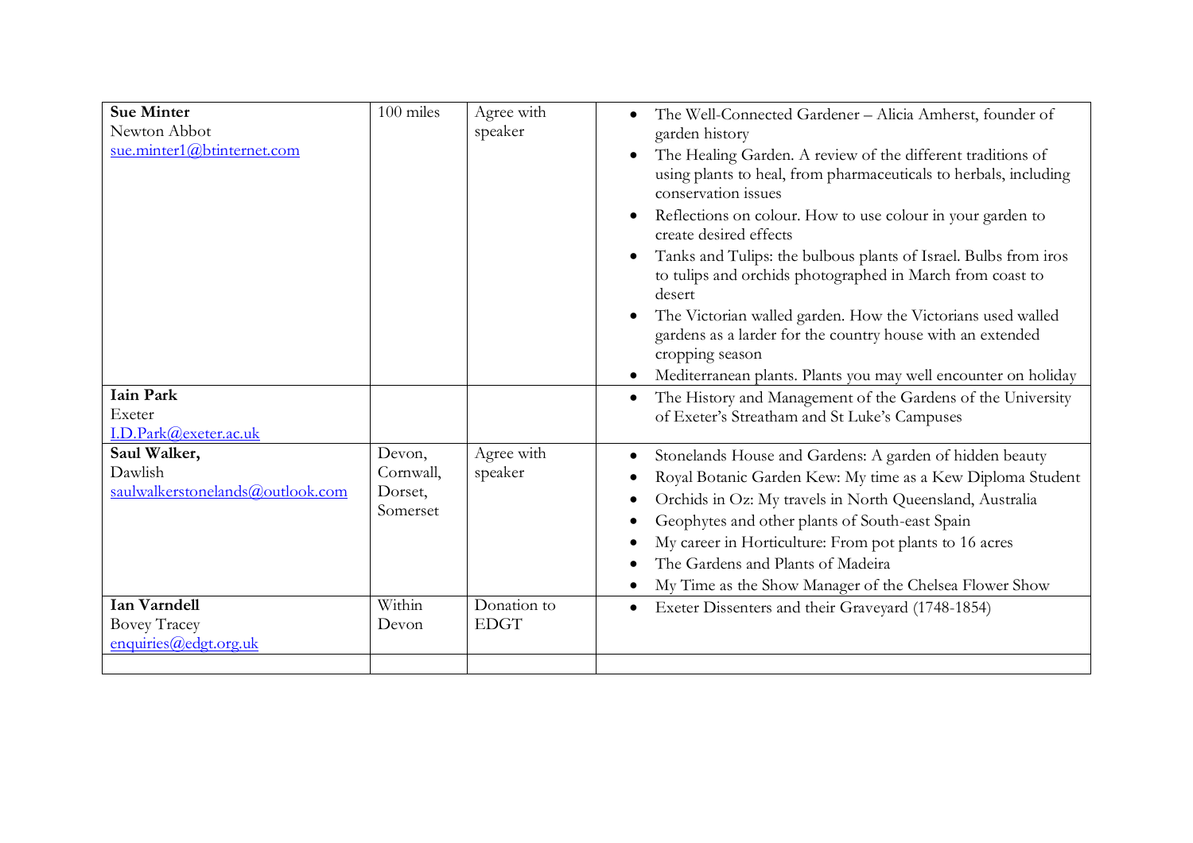| | | | |
|---|---|---|---|
| **Sue Minter**<br>Newton Abbot<br>sue.minter1@btinternet.com | 100 miles | Agree with speaker | • The Well-Connected Gardener – Alicia Amherst, founder of garden history<br>• The Healing Garden. A review of the different traditions of using plants to heal, from pharmaceuticals to herbals, including conservation issues<br>• Reflections on colour. How to use colour in your garden to create desired effects<br>• Tanks and Tulips: the bulbous plants of Israel. Bulbs from iros to tulips and orchids photographed in March from coast to desert<br>• The Victorian walled garden. How the Victorians used walled gardens as a larder for the country house with an extended cropping season<br>• Mediterranean plants. Plants you may well encounter on holiday |
| **Iain Park**<br>Exeter<br>I.D.Park@exeter.ac.uk | | | • The History and Management of the Gardens of the University of Exeter's Streatham and St Luke's Campuses |
| **Saul Walker,**<br>Dawlish<br>saulwalkerstonelands@outlook.com | Devon, Cornwall, Dorset, Somerset | Agree with speaker | • Stonelands House and Gardens: A garden of hidden beauty<br>• Royal Botanic Garden Kew: My time as a Kew Diploma Student<br>• Orchids in Oz: My travels in North Queensland, Australia<br>• Geophytes and other plants of South-east Spain<br>• My career in Horticulture: From pot plants to 16 acres<br>• The Gardens and Plants of Madeira<br>• My Time as the Show Manager of the Chelsea Flower Show |
| **Ian Varndell**<br>Bovey Tracey<br>enquiries@edgt.org.uk | Within Devon | Donation to EDGT | • Exeter Dissenters and their Graveyard (1748-1854) |
| | | | |